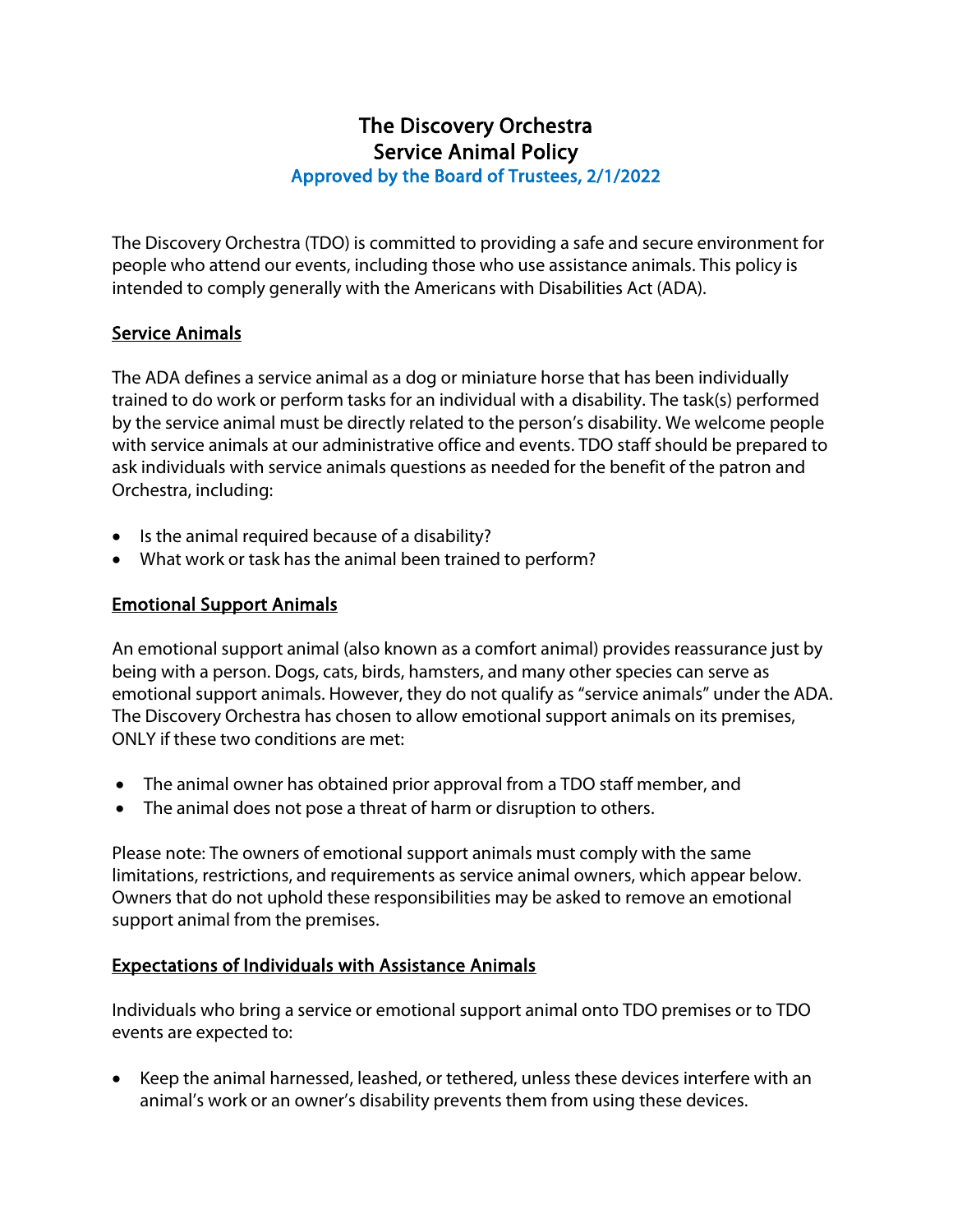# The Discovery Orchestra
# Service Animal Policy

### Approved by the Board of Trustees, 2/1/2022

The Discovery Orchestra (TDO) is committed to providing a safe and secure environment for people who attend our events, including those who use assistance animals. This policy is intended to comply generally with the Americans with Disabilities Act (ADA).

## Service Animals

The ADA defines a service animal as a dog or miniature horse that has been individually trained to do work or perform tasks for an individual with a disability. The task(s) performed by the service animal must be directly related to the person's disability. We welcome people with service animals at our administrative office and events. TDO staff should be prepared to ask individuals with service animals questions as needed for the benefit of the patron and Orchestra, including:

- Is the animal required because of a disability?
- What work or task has the animal been trained to perform?

## Emotional Support Animals

An emotional support animal (also known as a comfort animal) provides reassurance just by being with a person. Dogs, cats, birds, hamsters, and many other species can serve as emotional support animals. However, they do not qualify as "service animals" under the ADA. The Discovery Orchestra has chosen to allow emotional support animals on its premises, ONLY if these two conditions are met:

- The animal owner has obtained prior approval from a TDO staff member, and
- The animal does not pose a threat of harm or disruption to others.

Please note: The owners of emotional support animals must comply with the same limitations, restrictions, and requirements as service animal owners, which appear below. Owners that do not uphold these responsibilities may be asked to remove an emotional support animal from the premises.

## Expectations of Individuals with Assistance Animals

Individuals who bring a service or emotional support animal onto TDO premises or to TDO events are expected to:

- Keep the animal harnessed, leashed, or tethered, unless these devices interfere with an animal's work or an owner's disability prevents them from using these devices.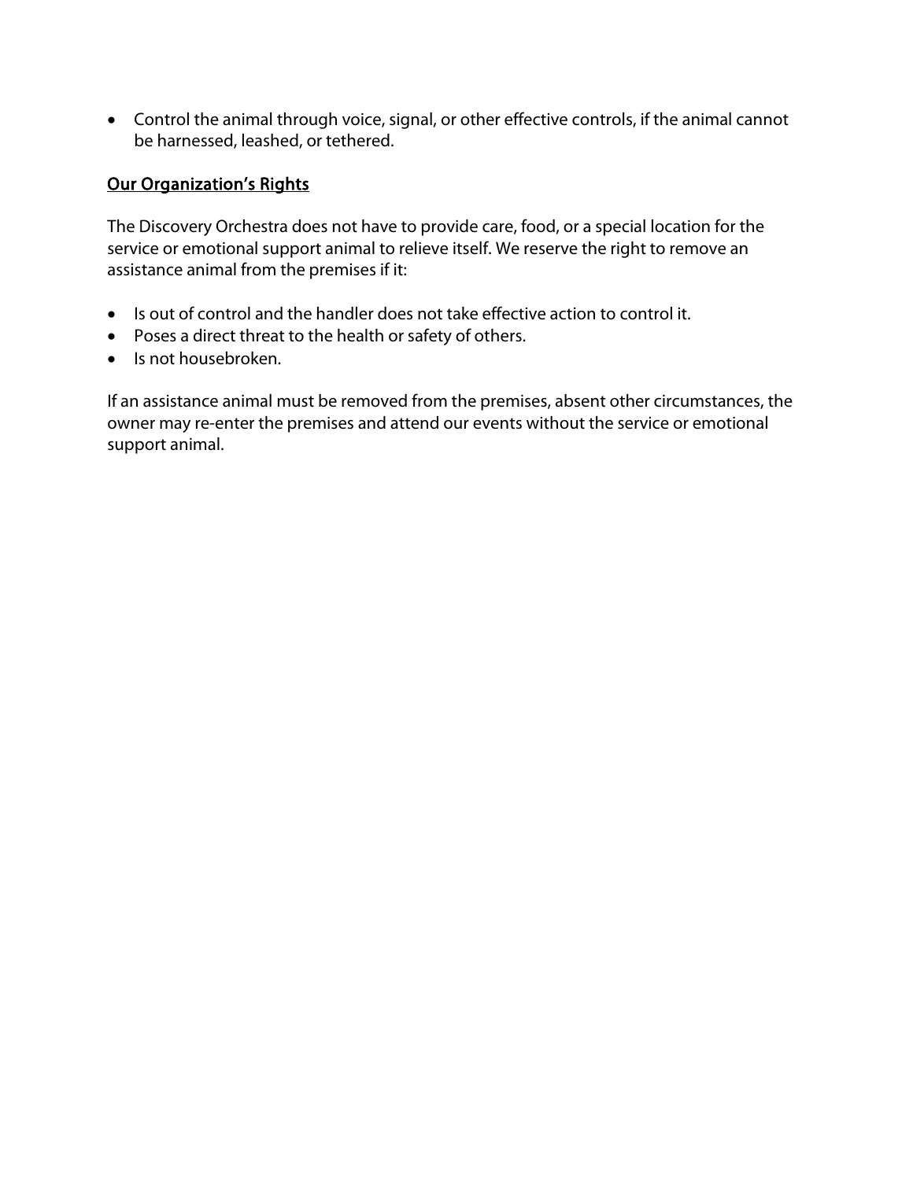- Control the animal through voice, signal, or other effective controls, if the animal cannot be harnessed, leashed, or tethered.

## Our Organization's Rights

The Discovery Orchestra does not have to provide care, food, or a special location for the service or emotional support animal to relieve itself. We reserve the right to remove an assistance animal from the premises if it:

- Is out of control and the handler does not take effective action to control it.
- Poses a direct threat to the health or safety of others.
- Is not housebroken.

If an assistance animal must be removed from the premises, absent other circumstances, the owner may re-enter the premises and attend our events without the service or emotional support animal.